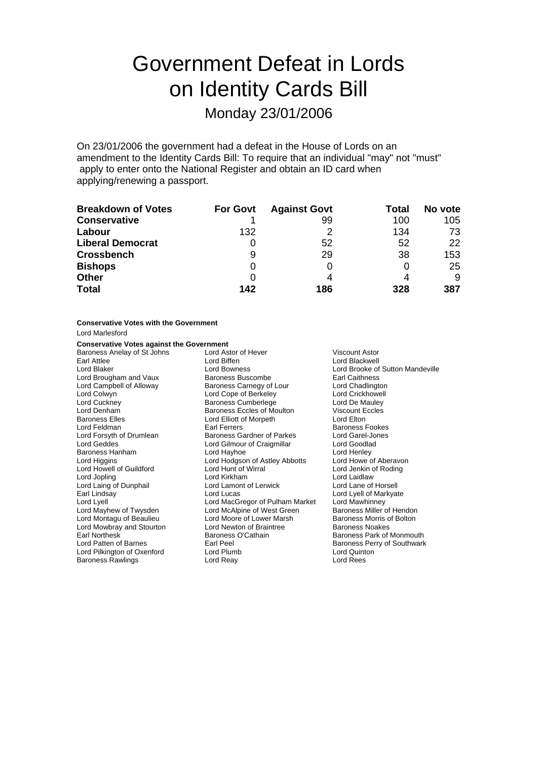# Government Defeat in Lords on Identity Cards Bill

## Monday 23/01/2006

On 23/01/2006 the government had a defeat in the House of Lords on an amendment to the Identity Cards Bill: To require that an individual "may" not "must" apply to enter onto the National Register and obtain an ID card when applying/renewing a passport.

| Breakdown of Votes | For Govt | Against Govt | Total | No vote |
|---|---|---|---|---|
| **Conservative** | 1 | 99 | 100 | 105 |
| **Labour** | 132 | 2 | 134 | 73 |
| **Liberal Democrat** | 0 | 52 | 52 | 22 |
| **Crossbench** | 9 | 29 | 38 | 153 |
| **Bishops** | 0 | 0 | 0 | 25 |
| **Other** | 0 | 4 | 4 | 9 |
| **Total** | **142** | **186** | **328** | **387** |

**Conservative Votes with the Government**

Lord Marlesford

**Conservative Votes against the Government**

| | | |
|---|---|---|
| Baroness Anelay of St Johns | Lord Astor of Hever | Viscount Astor |
| Earl Attlee | Lord Biffen | Lord Blackwell |
| Lord Blaker | Lord Bowness | Lord Brooke of Sutton Mandeville |
| Lord Brougham and Vaux | Baroness Buscombe | Earl Caithness |
| Lord Campbell of Alloway | Baroness Carnegy of Lour | Lord Chadlington |
| Lord Colwyn | Lord Cope of Berkeley | Lord Crickhowell |
| Lord Cuckney | Baroness Cumberlege | Lord De Mauley |
| Lord Denham | Baroness Eccles of Moulton | Viscount Eccles |
| Baroness Elles | Lord Elliott of Morpeth | Lord Elton |
| Lord Feldman | Earl Ferrers | Baroness Fookes |
| Lord Forsyth of Drumlean | Baroness Gardner of Parkes | Lord Garel-Jones |
| Lord Geddes | Lord Gilmour of Craigmillar | Lord Goodlad |
| Baroness Hanham | Lord Hayhoe | Lord Henley |
| Lord Higgins | Lord Hodgson of Astley Abbotts | Lord Howe of Aberavon |
| Lord Howell of Guildford | Lord Hunt of Wirral | Lord Jenkin of Roding |
| Lord Jopling | Lord Kirkham | Lord Laidlaw |
| Lord Laing of Dunphail | Lord Lamont of Lerwick | Lord Lane of Horsell |
| Earl Lindsay | Lord Lucas | Lord Lyell of Markyate |
| Lord Lyell | Lord MacGregor of Pulham Market | Lord Mawhinney |
| Lord Mayhew of Twysden | Lord McAlpine of West Green | Baroness Miller of Hendon |
| Lord Montagu of Beaulieu | Lord Moore of Lower Marsh | Baroness Morris of Bolton |
| Lord Mowbray and Stourton | Lord Newton of Braintree | Baroness Noakes |
| Earl Northesk | Baroness O'Cathain | Baroness Park of Monmouth |
| Lord Patten of Barnes | Earl Peel | Baroness Perry of Southwark |
| Lord Pilkington of Oxenford | Lord Plumb | Lord Quinton |
| Baroness Rawlings | Lord Reay | Lord Rees |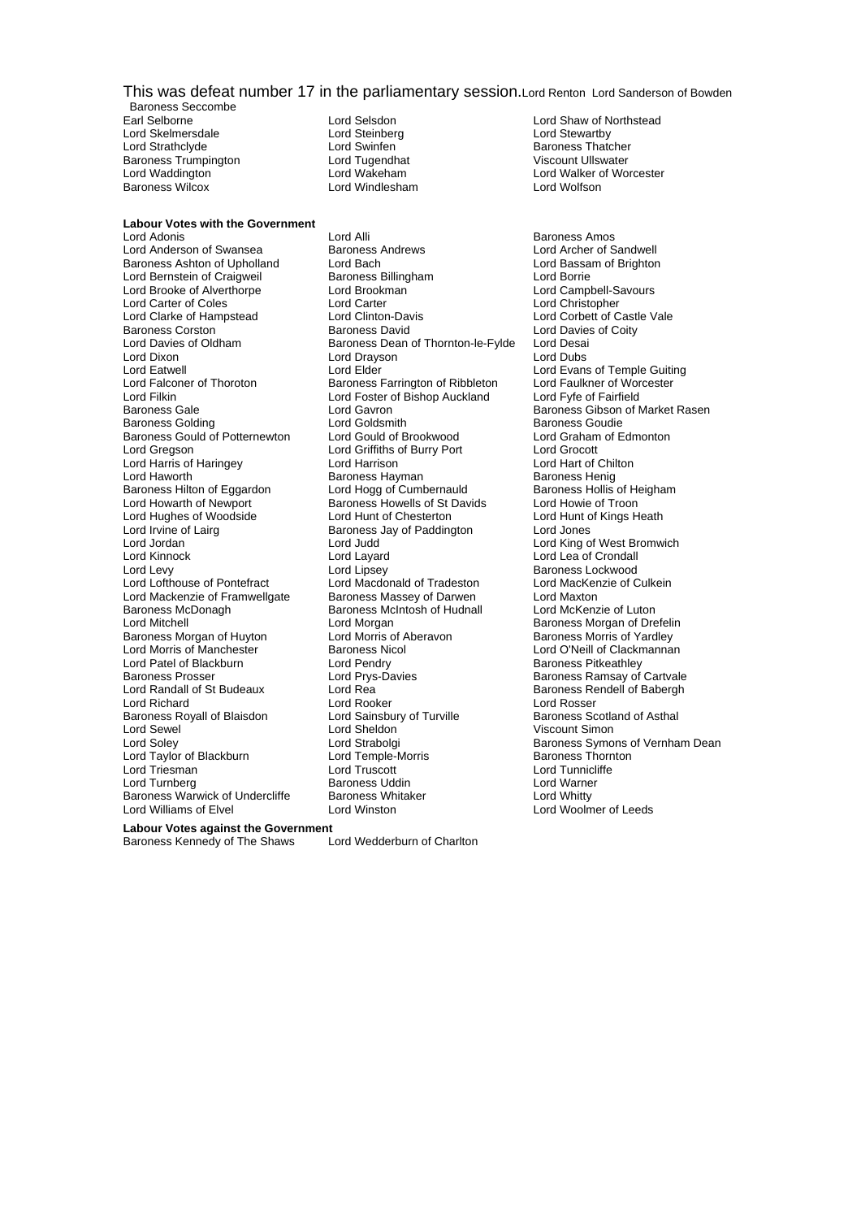This was defeat number 17 in the parliamentary session. Lord Renton Lord Sanderson of Bowden Baroness Seccombe

Earl Selborne
Lord Selsdon
Lord Shaw of Northstead
Lord Skelmersdale
Lord Steinberg
Lord Stewartby
Lord Strathclyde
Lord Swinfen
Baroness Thatcher
Baroness Trumpington
Lord Tugendhat
Viscount Ullswater
Lord Waddington
Lord Wakeham
Lord Walker of Worcester
Baroness Wilcox
Lord Windlesham
Lord Wolfson

**Labour Votes with the Government**

Lord Adonis
Lord Alli
Baroness Amos
Lord Anderson of Swansea
Baroness Andrews
Lord Archer of Sandwell
Baroness Ashton of Upholland
Lord Bach
Lord Bassam of Brighton
Lord Bernstein of Craigweil
Baroness Billingham
Lord Borrie
Lord Brooke of Alverthorpe
Lord Brookman
Lord Campbell-Savours
Lord Carter of Coles
Lord Carter
Lord Christopher
Lord Clarke of Hampstead
Lord Clinton-Davis
Lord Corbett of Castle Vale
Baroness Corston
Baroness David
Lord Davies of Coity
Lord Davies of Oldham
Baroness Dean of Thornton-le-Fylde
Lord Desai
Lord Dixon
Lord Drayson
Lord Dubs
Lord Eatwell
Lord Elder
Lord Evans of Temple Guiting
Lord Falconer of Thoroton
Baroness Farrington of Ribbleton
Lord Faulkner of Worcester
Lord Filkin
Lord Foster of Bishop Auckland
Lord Fyfe of Fairfield
Baroness Gale
Lord Gavron
Baroness Gibson of Market Rasen
Baroness Golding
Lord Goldsmith
Baroness Goudie
Baroness Gould of Potternewton
Lord Gould of Brookwood
Lord Graham of Edmonton
Lord Gregson
Lord Griffiths of Burry Port
Lord Grocott
Lord Harris of Haringey
Lord Harrison
Lord Hart of Chilton
Lord Haworth
Baroness Hayman
Baroness Henig
Baroness Hilton of Eggardon
Lord Hogg of Cumbernauld
Baroness Hollis of Heigham
Lord Howarth of Newport
Baroness Howells of St Davids
Lord Howie of Troon
Lord Hughes of Woodside
Lord Hunt of Chesterton
Lord Hunt of Kings Heath
Lord Irvine of Lairg
Baroness Jay of Paddington
Lord Jones
Lord Jordan
Lord Judd
Lord King of West Bromwich
Lord Kinnock
Lord Layard
Lord Lea of Crondall
Lord Levy
Lord Lipsey
Baroness Lockwood
Lord Lofthouse of Pontefract
Lord Macdonald of Tradeston
Lord MacKenzie of Culkein
Lord Mackenzie of Framwellgate
Baroness Massey of Darwen
Lord Maxton
Baroness McDonagh
Baroness McIntosh of Hudnall
Lord McKenzie of Luton
Lord Mitchell
Lord Morgan
Baroness Morgan of Drefelin
Baroness Morgan of Huyton
Lord Morris of Aberavon
Baroness Morris of Yardley
Lord Morris of Manchester
Baroness Nicol
Lord O'Neill of Clackmannan
Lord Patel of Blackburn
Lord Pendry
Baroness Pitkeathley
Baroness Prosser
Lord Prys-Davies
Baroness Ramsay of Cartvale
Lord Randall of St Budeaux
Lord Rea
Baroness Rendell of Babergh
Lord Richard
Lord Rooker
Lord Rosser
Baroness Royall of Blaisdon
Lord Sainsbury of Turville
Baroness Scotland of Asthal
Lord Sewel
Lord Sheldon
Viscount Simon
Lord Soley
Lord Strabolgi
Baroness Symons of Vernham Dean
Lord Taylor of Blackburn
Lord Temple-Morris
Baroness Thornton
Lord Triesman
Lord Truscott
Lord Tunnicliffe
Lord Turnberg
Baroness Uddin
Lord Warner
Baroness Warwick of Undercliffe
Baroness Whitaker
Lord Whitty
Lord Williams of Elvel
Lord Winston
Lord Woolmer of Leeds

**Labour Votes against the Government**

Baroness Kennedy of The Shaws
Lord Wedderburn of Charlton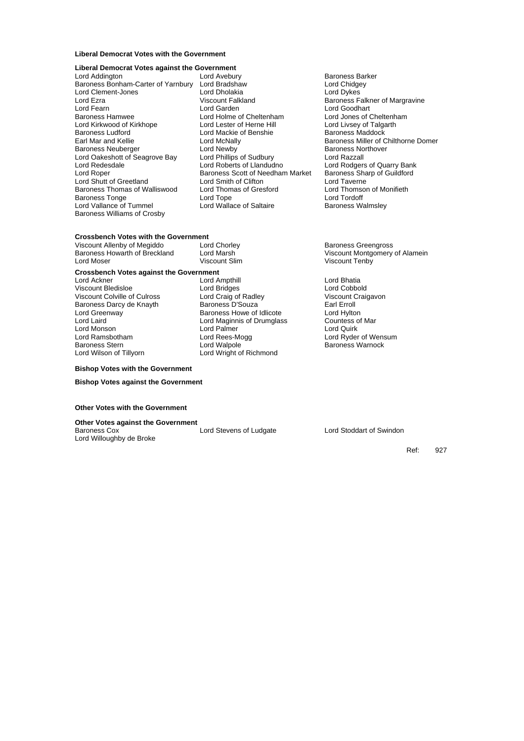**Liberal Democrat Votes with the Government**

**Liberal Democrat Votes against the Government**

| | | |
|---|---|---|
| Lord Addington | Lord Avebury | Baroness Barker |
| Baroness Bonham-Carter of Yarnbury | Lord Bradshaw | Lord Chidgey |
| Lord Clement-Jones | Lord Dholakia | Lord Dykes |
| Lord Ezra | Viscount Falkland | Baroness Falkner of Margravine |
| Lord Fearn | Lord Garden | Lord Goodhart |
| Baroness Hamwee | Lord Holme of Cheltenham | Lord Jones of Cheltenham |
| Lord Kirkwood of Kirkhope | Lord Lester of Herne Hill | Lord Livsey of Talgarth |
| Baroness Ludford | Lord Mackie of Benshie | Baroness Maddock |
| Earl Mar and Kellie | Lord McNally | Baroness Miller of Chilthorne Domer |
| Baroness Neuberger | Lord Newby | Baroness Northover |
| Lord Oakeshott of Seagrove Bay | Lord Phillips of Sudbury | Lord Razzall |
| Lord Redesdale | Lord Roberts of Llandudno | Lord Rodgers of Quarry Bank |
| Lord Roper | Baroness Scott of Needham Market | Baroness Sharp of Guildford |
| Lord Shutt of Greetland | Lord Smith of Clifton | Lord Taverne |
| Baroness Thomas of Walliswood | Lord Thomas of Gresford | Lord Thomson of Monifieth |
| Baroness Tonge | Lord Tope | Lord Tordoff |
| Lord Vallance of Tummel | Lord Wallace of Saltaire | Baroness Walmsley |
| Baroness Williams of Crosby | | |

**Crossbench Votes with the Government**

| | | |
|---|---|---|
| Viscount Allenby of Megiddo | Lord Chorley | Baroness Greengross |
| Baroness Howarth of Breckland | Lord Marsh | Viscount Montgomery of Alamein |
| Lord Moser | Viscount Slim | Viscount Tenby |

**Crossbench Votes against the Government**

| | | |
|---|---|---|
| Lord Ackner | Lord Ampthill | Lord Bhatia |
| Viscount Bledisloe | Lord Bridges | Lord Cobbold |
| Viscount Colville of Culross | Lord Craig of Radley | Viscount Craigavon |
| Baroness Darcy de Knayth | Baroness D'Souza | Earl Erroll |
| Lord Greenway | Baroness Howe of Idlicote | Lord Hylton |
| Lord Laird | Lord Maginnis of Drumglass | Countess of Mar |
| Lord Monson | Lord Palmer | Lord Quirk |
| Lord Ramsbotham | Lord Rees-Mogg | Lord Ryder of Wensum |
| Baroness Stern | Lord Walpole | Baroness Warnock |
| Lord Wilson of Tillyorn | Lord Wright of Richmond | |

**Bishop Votes with the Government**

**Bishop Votes against the Government**

**Other Votes with the Government**

**Other Votes against the Government**

| | | |
|---|---|---|
| Baroness Cox | Lord Stevens of Ludgate | Lord Stoddart of Swindon |
| Lord Willoughby de Broke | | |

Ref: 927